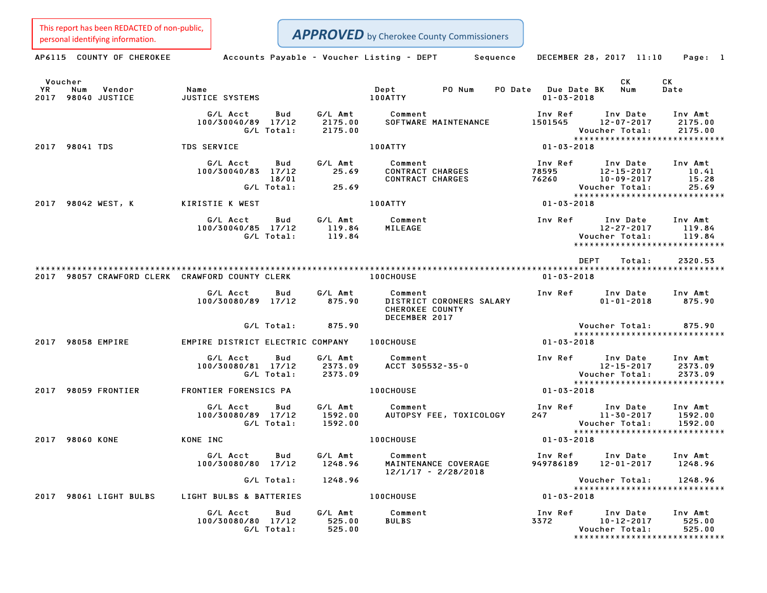This report has been REDACTED of non-public, personal identifying information.

**APPROVED** by Cherokee County Commissioners

AP6115 COUNTY OF CHEROKEE — Accounts Payable - Voucher Listing - DEPT — Sequence — DECEMBER 28, 2017 11:10

| Voucher YR | Num | Vendor | Name | Dept | PO Num | PO Date | Due Date BK | CK Num | CK Date |
|---|---|---|---|---|---|---|---|---|---|
| 2017 | 98040 | JUSTICE | JUSTICE SYSTEMS | 100ATTY | | | 01-03-2018 | | |

| G/L Acct | Bud | G/L Amt | Comment | Inv Ref | Inv Date | Inv Amt |
|---|---|---|---|---|---|---|
| 100/30040/89 | 17/12 | 2175.00 | SOFTWARE MAINTENANCE | 1501545 | 12-07-2017 | 2175.00 |
| | G/L Total: | 2175.00 | | | Voucher Total: | 2175.00 |

| Voucher YR | Num | Vendor | Name | Dept | PO Num | PO Date | Due Date BK | CK Num | CK Date |
|---|---|---|---|---|---|---|---|---|---|
| 2017 | 98041 | TDS | TDS SERVICE | 100ATTY | | | 01-03-2018 | | |

| G/L Acct | Bud | G/L Amt | Comment | Inv Ref | Inv Date | Inv Amt |
|---|---|---|---|---|---|---|
| 100/30040/83 | 17/12 | 25.69 | CONTRACT CHARGES | 78595 | 12-15-2017 | 10.41 |
| | 18/01 | | CONTRACT CHARGES | 76260 | 10-09-2017 | 15.28 |
| | G/L Total: | 25.69 | | | Voucher Total: | 25.69 |

| Voucher YR | Num | Vendor | Name | Dept | PO Num | PO Date | Due Date BK | CK Num | CK Date |
|---|---|---|---|---|---|---|---|---|---|
| 2017 | 98042 | WEST, K | KIRISTIE K WEST | 100ATTY | | | 01-03-2018 | | |

| G/L Acct | Bud | G/L Amt | Comment | Inv Ref | Inv Date | Inv Amt |
|---|---|---|---|---|---|---|
| 100/30040/85 | 17/12 | 119.84 | MILEAGE | | 12-27-2017 | 119.84 |
| | G/L Total: | 119.84 | | | Voucher Total: | 119.84 |

DEPT Total: 2320.53

| Voucher YR | Num | Vendor | Name | Dept | PO Num | PO Date | Due Date BK | CK Num | CK Date |
|---|---|---|---|---|---|---|---|---|---|
| 2017 | 98057 | CRAWFORD CLERK | CRAWFORD COUNTY CLERK | 100CHOUSE | | | 01-03-2018 | | |

| G/L Acct | Bud | G/L Amt | Comment | Inv Ref | Inv Date | Inv Amt |
|---|---|---|---|---|---|---|
| 100/30080/89 | 17/12 | 875.90 | DISTRICT CORONERS SALARY CHEROKEE COUNTY DECEMBER 2017 | | 01-01-2018 | 875.90 |
| | G/L Total: | 875.90 | | | Voucher Total: | 875.90 |

| Voucher YR | Num | Vendor | Name | Dept | PO Num | PO Date | Due Date BK | CK Num | CK Date |
|---|---|---|---|---|---|---|---|---|---|
| 2017 | 98058 | EMPIRE | EMPIRE DISTRICT ELECTRIC COMPANY | 100CHOUSE | | | 01-03-2018 | | |

| G/L Acct | Bud | G/L Amt | Comment | Inv Ref | Inv Date | Inv Amt |
|---|---|---|---|---|---|---|
| 100/30080/81 | 17/12 | 2373.09 | ACCT 305532-35-0 | | 12-15-2017 | 2373.09 |
| | G/L Total: | 2373.09 | | | Voucher Total: | 2373.09 |

| Voucher YR | Num | Vendor | Name | Dept | PO Num | PO Date | Due Date BK | CK Num | CK Date |
|---|---|---|---|---|---|---|---|---|---|
| 2017 | 98059 | FRONTIER | FRONTIER FORENSICS PA | 100CHOUSE | | | 01-03-2018 | | |

| G/L Acct | Bud | G/L Amt | Comment | Inv Ref | Inv Date | Inv Amt |
|---|---|---|---|---|---|---|
| 100/30080/89 | 17/12 | 1592.00 | AUTOPSY FEE, TOXICOLOGY | 247 | 11-30-2017 | 1592.00 |
| | G/L Total: | 1592.00 | | | Voucher Total: | 1592.00 |

| Voucher YR | Num | Vendor | Name | Dept | PO Num | PO Date | Due Date BK | CK Num | CK Date |
|---|---|---|---|---|---|---|---|---|---|
| 2017 | 98060 | KONE | KONE INC | 100CHOUSE | | | 01-03-2018 | | |

| G/L Acct | Bud | G/L Amt | Comment | Inv Ref | Inv Date | Inv Amt |
|---|---|---|---|---|---|---|
| 100/30080/80 | 17/12 | 1248.96 | MAINTENANCE COVERAGE 12/1/17 - 2/28/2018 | 949786189 | 12-01-2017 | 1248.96 |
| | G/L Total: | 1248.96 | | | Voucher Total: | 1248.96 |

| Voucher YR | Num | Vendor | Name | Dept | PO Num | PO Date | Due Date BK | CK Num | CK Date |
|---|---|---|---|---|---|---|---|---|---|
| 2017 | 98061 | LIGHT BULBS | LIGHT BULBS & BATTERIES | 100CHOUSE | | | 01-03-2018 | | |

| G/L Acct | Bud | G/L Amt | Comment | Inv Ref | Inv Date | Inv Amt |
|---|---|---|---|---|---|---|
| 100/30080/80 | 17/12 | 525.00 | BULBS | 3372 | 10-12-2017 | 525.00 |
| | G/L Total: | 525.00 | | | Voucher Total: | 525.00 |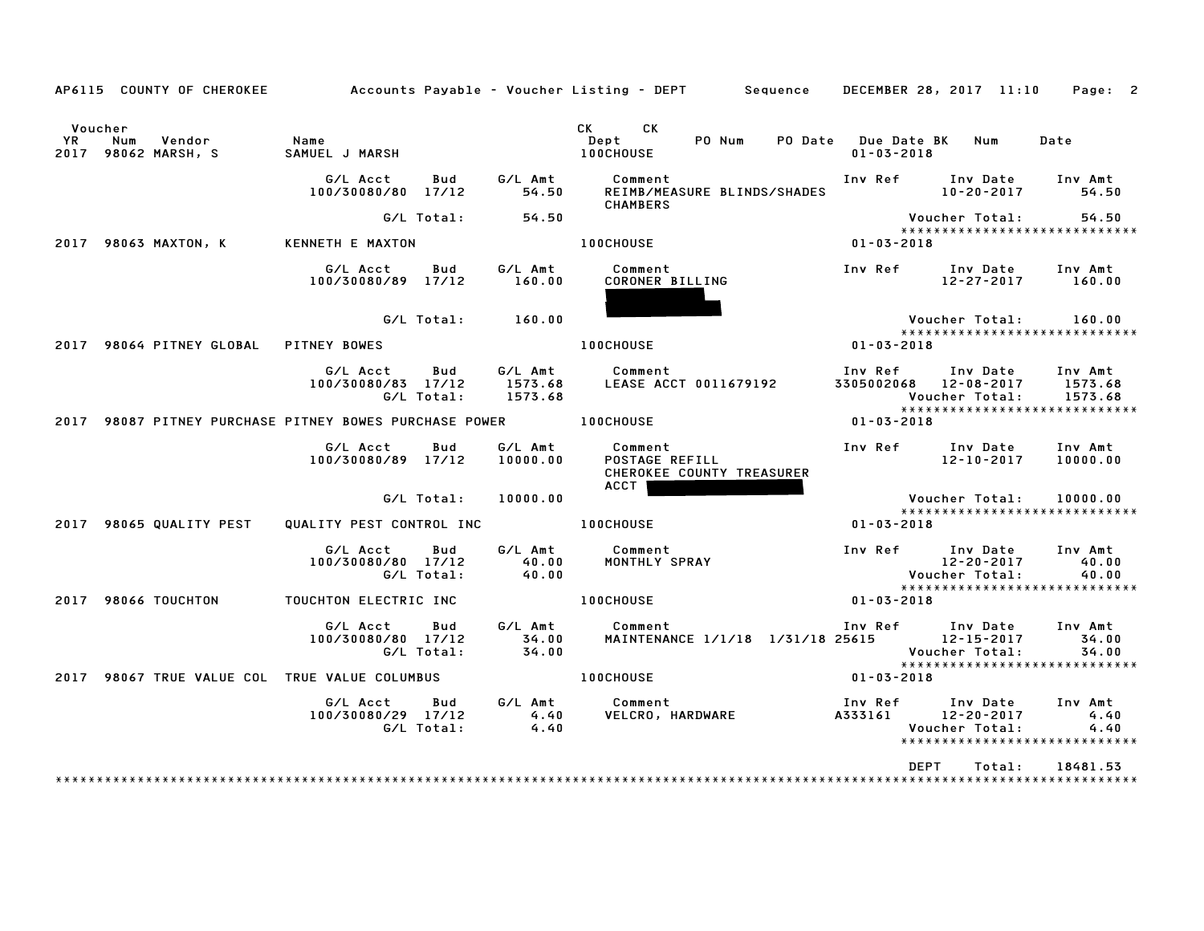AP6115 COUNTY OF CHEROKEE     Accounts Payable - Voucher Listing - DEPT     Sequence     DECEMBER 28, 2017 11:10

| Voucher YR | Num | Vendor | Name | CK Dept | CK | PO Num | PO Date | Due Date | BK | Num | Date |
|---|---|---|---|---|---|---|---|---|---|---|---|
| 2017 | 98062 | MARSH, S | SAMUEL J MARSH | 100CHOUSE | | | | 01-03-2018 | | | |

| G/L Acct | Bud | G/L Amt | Comment | Inv Ref | Inv Date | Inv Amt |
|---|---|---|---|---|---|---|
| 100/30080/80 | 17/12 | 54.50 | REIMB/MEASURE BLINDS/SHADES CHAMBERS | | 10-20-2017 | 54.50 |
| | G/L Total: | 54.50 | | | Voucher Total: | 54.50 |

*****************************

| 2017 | 98063 | MAXTON, K | KENNETH E MAXTON | 100CHOUSE | 01-03-2018 |
|---|---|---|---|---|---|

| G/L Acct | Bud | G/L Amt | Comment | Inv Ref | Inv Date | Inv Amt |
|---|---|---|---|---|---|---|
| 100/30080/89 | 17/12 | 160.00 | CORONER BILLING | | 12-27-2017 | 160.00 |
| | G/L Total: | 160.00 | | | Voucher Total: | 160.00 |

*****************************

| 2017 | 98064 | PITNEY GLOBAL | PITNEY BOWES | 100CHOUSE | 01-03-2018 |
|---|---|---|---|---|---|

| G/L Acct | Bud | G/L Amt | Comment | Inv Ref | Inv Date | Inv Amt |
|---|---|---|---|---|---|---|
| 100/30080/83 | 17/12 | 1573.68 | LEASE ACCT 0011679192 | 3305002068 | 12-08-2017 | 1573.68 |
| | G/L Total: | 1573.68 | | | Voucher Total: | 1573.68 |

*****************************

| 2017 | 98087 | PITNEY PURCHASE | PITNEY BOWES PURCHASE POWER | 100CHOUSE | 01-03-2018 |
|---|---|---|---|---|---|

| G/L Acct | Bud | G/L Amt | Comment | Inv Ref | Inv Date | Inv Amt |
|---|---|---|---|---|---|---|
| 100/30080/89 | 17/12 | 10000.00 | POSTAGE REFILL CHEROKEE COUNTY TREASURER ACCT | | 12-10-2017 | 10000.00 |
| | G/L Total: | 10000.00 | | | Voucher Total: | 10000.00 |

*****************************

| 2017 | 98065 | QUALITY PEST | QUALITY PEST CONTROL INC | 100CHOUSE | 01-03-2018 |
|---|---|---|---|---|---|

| G/L Acct | Bud | G/L Amt | Comment | Inv Ref | Inv Date | Inv Amt |
|---|---|---|---|---|---|---|
| 100/30080/80 | 17/12 | 40.00 | MONTHLY SPRAY | | 12-20-2017 | 40.00 |
| | G/L Total: | 40.00 | | | Voucher Total: | 40.00 |

*****************************

| 2017 | 98066 | TOUCHTON | TOUCHTON ELECTRIC INC | 100CHOUSE | 01-03-2018 |
|---|---|---|---|---|---|

| G/L Acct | Bud | G/L Amt | Comment | Inv Ref | Inv Date | Inv Amt |
|---|---|---|---|---|---|---|
| 100/30080/80 | 17/12 | 34.00 | MAINTENANCE 1/1/18 1/31/18 | 25615 | 12-15-2017 | 34.00 |
| | G/L Total: | 34.00 | | | Voucher Total: | 34.00 |

*****************************

| 2017 | 98067 | TRUE VALUE COL | TRUE VALUE COLUMBUS | 100CHOUSE | 01-03-2018 |
|---|---|---|---|---|---|

| G/L Acct | Bud | G/L Amt | Comment | Inv Ref | Inv Date | Inv Amt |
|---|---|---|---|---|---|---|
| 100/30080/29 | 17/12 | 4.40 | VELCRO, HARDWARE | A333161 | 12-20-2017 | 4.40 |
| | G/L Total: | 4.40 | | | Voucher Total: | 4.40 |

*****************************

DEPT Total: 18481.53

*****************************************************************************************************************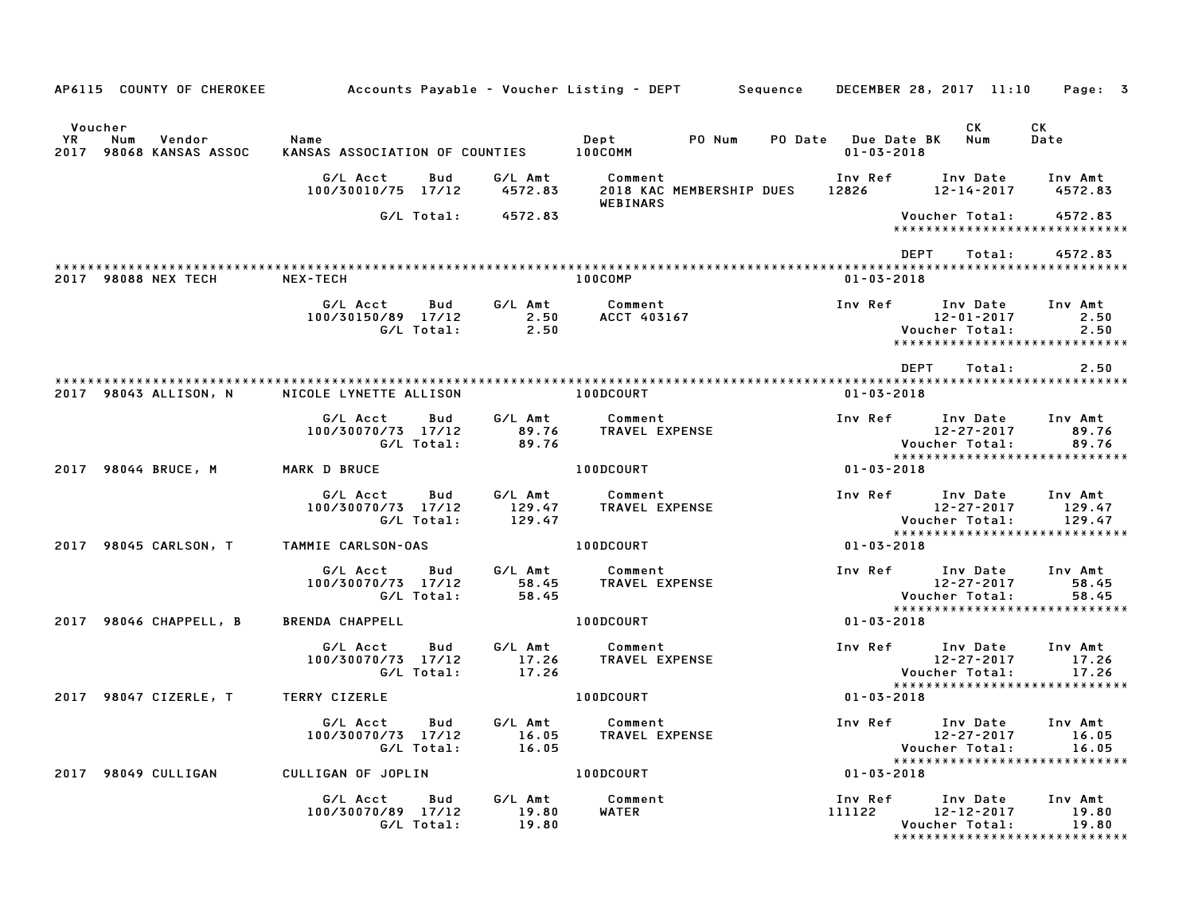AP6115 COUNTY OF CHEROKEE Accounts Payable - Voucher Listing - DEPT Sequence DECEMBER 28, 2017 11:10

| Voucher YR | Num | Vendor | Name | Dept | PO Num | PO Date | Due Date BK | CK Num | CK Date |
|---|---|---|---|---|---|---|---|---|---|
| 2017 | 98068 | KANSAS ASSOC | KANSAS ASSOCIATION OF COUNTIES | 100COMM | | | 01-03-2018 | | |

| G/L Acct | Bud | G/L Amt | Comment | Inv Ref | Inv Date | Inv Amt |
|---|---|---|---|---|---|---|
| 100/30010/75 | 17/12 | 4572.83 | 2018 KAC MEMBERSHIP DUES WEBINARS | 12826 | 12-14-2017 | 4572.83 |
| | G/L Total: | 4572.83 | | | Voucher Total: | 4572.83 |

DEPT Total: 4572.83

| Voucher YR | Num | Vendor | Name | Dept | PO Num | PO Date | Due Date BK | CK Num | CK Date |
|---|---|---|---|---|---|---|---|---|---|
| 2017 | 98088 | NEX TECH | NEX-TECH | 100COMP | | | 01-03-2018 | | |

| G/L Acct | Bud | G/L Amt | Comment | Inv Ref | Inv Date | Inv Amt |
|---|---|---|---|---|---|---|
| 100/30150/89 | 17/12 | 2.50 | ACCT 403167 | | 12-01-2017 | 2.50 |
| | G/L Total: | 2.50 | | | Voucher Total: | 2.50 |

DEPT Total: 2.50

| Voucher YR | Num | Vendor | Name | Dept | PO Num | PO Date | Due Date BK | CK Num | CK Date |
|---|---|---|---|---|---|---|---|---|---|
| 2017 | 98043 | ALLISON, N | NICOLE LYNETTE ALLISON | 100DCOURT | | | 01-03-2018 | | |

| G/L Acct | Bud | G/L Amt | Comment | Inv Ref | Inv Date | Inv Amt |
|---|---|---|---|---|---|---|
| 100/30070/73 | 17/12 | 89.76 | TRAVEL EXPENSE | | 12-27-2017 | 89.76 |
| | G/L Total: | 89.76 | | | Voucher Total: | 89.76 |

| Voucher YR | Num | Vendor | Name | Dept | PO Num | PO Date | Due Date BK | CK Num | CK Date |
|---|---|---|---|---|---|---|---|---|---|
| 2017 | 98044 | BRUCE, M | MARK D BRUCE | 100DCOURT | | | 01-03-2018 | | |

| G/L Acct | Bud | G/L Amt | Comment | Inv Ref | Inv Date | Inv Amt |
|---|---|---|---|---|---|---|
| 100/30070/73 | 17/12 | 129.47 | TRAVEL EXPENSE | | 12-27-2017 | 129.47 |
| | G/L Total: | 129.47 | | | Voucher Total: | 129.47 |

| Voucher YR | Num | Vendor | Name | Dept | PO Num | PO Date | Due Date BK | CK Num | CK Date |
|---|---|---|---|---|---|---|---|---|---|
| 2017 | 98045 | CARLSON, T | TAMMIE CARLSON-OAS | 100DCOURT | | | 01-03-2018 | | |

| G/L Acct | Bud | G/L Amt | Comment | Inv Ref | Inv Date | Inv Amt |
|---|---|---|---|---|---|---|
| 100/30070/73 | 17/12 | 58.45 | TRAVEL EXPENSE | | 12-27-2017 | 58.45 |
| | G/L Total: | 58.45 | | | Voucher Total: | 58.45 |

| Voucher YR | Num | Vendor | Name | Dept | PO Num | PO Date | Due Date BK | CK Num | CK Date |
|---|---|---|---|---|---|---|---|---|---|
| 2017 | 98046 | CHAPPELL, B | BRENDA CHAPPELL | 100DCOURT | | | 01-03-2018 | | |

| G/L Acct | Bud | G/L Amt | Comment | Inv Ref | Inv Date | Inv Amt |
|---|---|---|---|---|---|---|
| 100/30070/73 | 17/12 | 17.26 | TRAVEL EXPENSE | | 12-27-2017 | 17.26 |
| | G/L Total: | 17.26 | | | Voucher Total: | 17.26 |

| Voucher YR | Num | Vendor | Name | Dept | PO Num | PO Date | Due Date BK | CK Num | CK Date |
|---|---|---|---|---|---|---|---|---|---|
| 2017 | 98047 | CIZERLE, T | TERRY CIZERLE | 100DCOURT | | | 01-03-2018 | | |

| G/L Acct | Bud | G/L Amt | Comment | Inv Ref | Inv Date | Inv Amt |
|---|---|---|---|---|---|---|
| 100/30070/73 | 17/12 | 16.05 | TRAVEL EXPENSE | | 12-27-2017 | 16.05 |
| | G/L Total: | 16.05 | | | Voucher Total: | 16.05 |

| Voucher YR | Num | Vendor | Name | Dept | PO Num | PO Date | Due Date BK | CK Num | CK Date |
|---|---|---|---|---|---|---|---|---|---|
| 2017 | 98049 | CULLIGAN | CULLIGAN OF JOPLIN | 100DCOURT | | | 01-03-2018 | | |

| G/L Acct | Bud | G/L Amt | Comment | Inv Ref | Inv Date | Inv Amt |
|---|---|---|---|---|---|---|
| 100/30070/89 | 17/12 | 19.80 | WATER | 111122 | 12-12-2017 | 19.80 |
| | G/L Total: | 19.80 | | | Voucher Total: | 19.80 |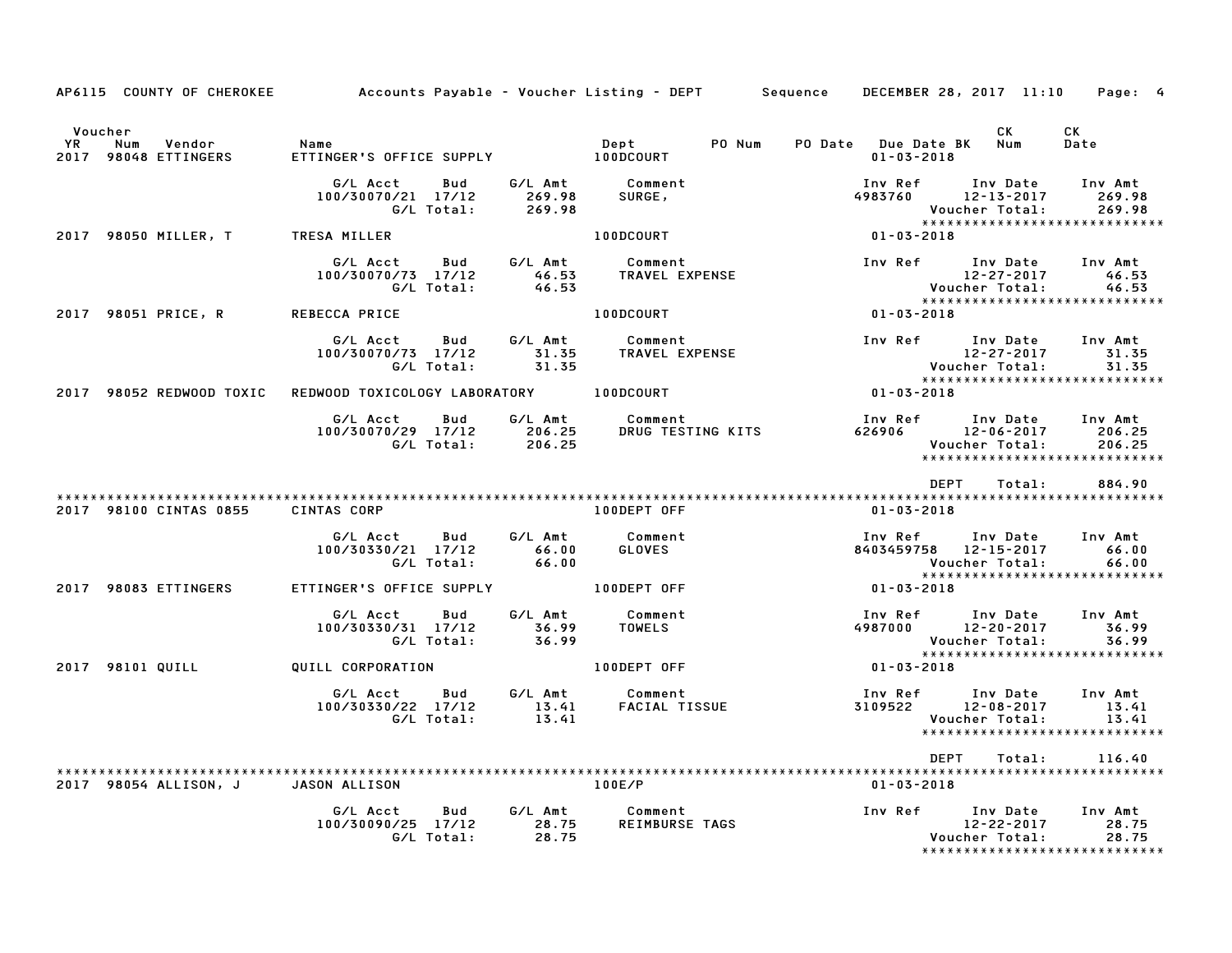AP6115 COUNTY OF CHEROKEE — Accounts Payable - Voucher Listing - DEPT — Sequence — DECEMBER 28, 2017 11:10

| Voucher YR | Num | Vendor | Name | Dept | PO Num | PO Date | Due Date BK | CK Num | CK Date |
|---|---|---|---|---|---|---|---|---|---|
| 2017 | 98048 | ETTINGERS | ETTINGER'S OFFICE SUPPLY | 100DCOURT | | | 01-03-2018 | | |

| G/L Acct | Bud | G/L Amt | Comment | Inv Ref | Inv Date | Inv Amt |
|---|---|---|---|---|---|---|
| 100/30070/21 | 17/12 | 269.98 | SURGE, | 4983760 | 12-13-2017 | 269.98 |
| | G/L Total: | 269.98 | | | Voucher Total: | 269.98 |

*****************************

| Voucher YR | Num | Vendor | Name | Dept | Due Date |
|---|---|---|---|---|---|
| 2017 | 98050 | MILLER, T | TRESA MILLER | 100DCOURT | 01-03-2018 |

| G/L Acct | Bud | G/L Amt | Comment | Inv Ref | Inv Date | Inv Amt |
|---|---|---|---|---|---|---|
| 100/30070/73 | 17/12 | 46.53 | TRAVEL EXPENSE | | 12-27-2017 | 46.53 |
| | G/L Total: | 46.53 | | | Voucher Total: | 46.53 |

*****************************

| Voucher YR | Num | Vendor | Name | Dept | Due Date |
|---|---|---|---|---|---|
| 2017 | 98051 | PRICE, R | REBECCA PRICE | 100DCOURT | 01-03-2018 |

| G/L Acct | Bud | G/L Amt | Comment | Inv Ref | Inv Date | Inv Amt |
|---|---|---|---|---|---|---|
| 100/30070/73 | 17/12 | 31.35 | TRAVEL EXPENSE | | 12-27-2017 | 31.35 |
| | G/L Total: | 31.35 | | | Voucher Total: | 31.35 |

*****************************

| Voucher YR | Num | Vendor | Name | Dept | Due Date |
|---|---|---|---|---|---|
| 2017 | 98052 | REDWOOD TOXIC | REDWOOD TOXICOLOGY LABORATORY | 100DCOURT | 01-03-2018 |

| G/L Acct | Bud | G/L Amt | Comment | Inv Ref | Inv Date | Inv Amt |
|---|---|---|---|---|---|---|
| 100/30070/29 | 17/12 | 206.25 | DRUG TESTING KITS | 626906 | 12-06-2017 | 206.25 |
| | G/L Total: | 206.25 | | | Voucher Total: | 206.25 |

*****************************

DEPT Total: 884.90

*****************************

| Voucher YR | Num | Vendor | Name | Dept | Due Date |
|---|---|---|---|---|---|
| 2017 | 98100 | CINTAS 0855 | CINTAS CORP | 100DEPT OFF | 01-03-2018 |

| G/L Acct | Bud | G/L Amt | Comment | Inv Ref | Inv Date | Inv Amt |
|---|---|---|---|---|---|---|
| 100/30330/21 | 17/12 | 66.00 | GLOVES | 8403459758 | 12-15-2017 | 66.00 |
| | G/L Total: | 66.00 | | | Voucher Total: | 66.00 |

*****************************

| Voucher YR | Num | Vendor | Name | Dept | Due Date |
|---|---|---|---|---|---|
| 2017 | 98083 | ETTINGERS | ETTINGER'S OFFICE SUPPLY | 100DEPT OFF | 01-03-2018 |

| G/L Acct | Bud | G/L Amt | Comment | Inv Ref | Inv Date | Inv Amt |
|---|---|---|---|---|---|---|
| 100/30330/31 | 17/12 | 36.99 | TOWELS | 4987000 | 12-20-2017 | 36.99 |
| | G/L Total: | 36.99 | | | Voucher Total: | 36.99 |

*****************************

| Voucher YR | Num | Vendor | Name | Dept | Due Date |
|---|---|---|---|---|---|
| 2017 | 98101 | QUILL | QUILL CORPORATION | 100DEPT OFF | 01-03-2018 |

| G/L Acct | Bud | G/L Amt | Comment | Inv Ref | Inv Date | Inv Amt |
|---|---|---|---|---|---|---|
| 100/30330/22 | 17/12 | 13.41 | FACIAL TISSUE | 3109522 | 12-08-2017 | 13.41 |
| | G/L Total: | 13.41 | | | Voucher Total: | 13.41 |

*****************************

DEPT Total: 116.40

*****************************

| Voucher YR | Num | Vendor | Name | Dept | Due Date |
|---|---|---|---|---|---|
| 2017 | 98054 | ALLISON, J | JASON ALLISON | 100E/P | 01-03-2018 |

| G/L Acct | Bud | G/L Amt | Comment | Inv Ref | Inv Date | Inv Amt |
|---|---|---|---|---|---|---|
| 100/30090/25 | 17/12 | 28.75 | REIMBURSE TAGS | | 12-22-2017 | 28.75 |
| | G/L Total: | 28.75 | | | Voucher Total: | 28.75 |

*****************************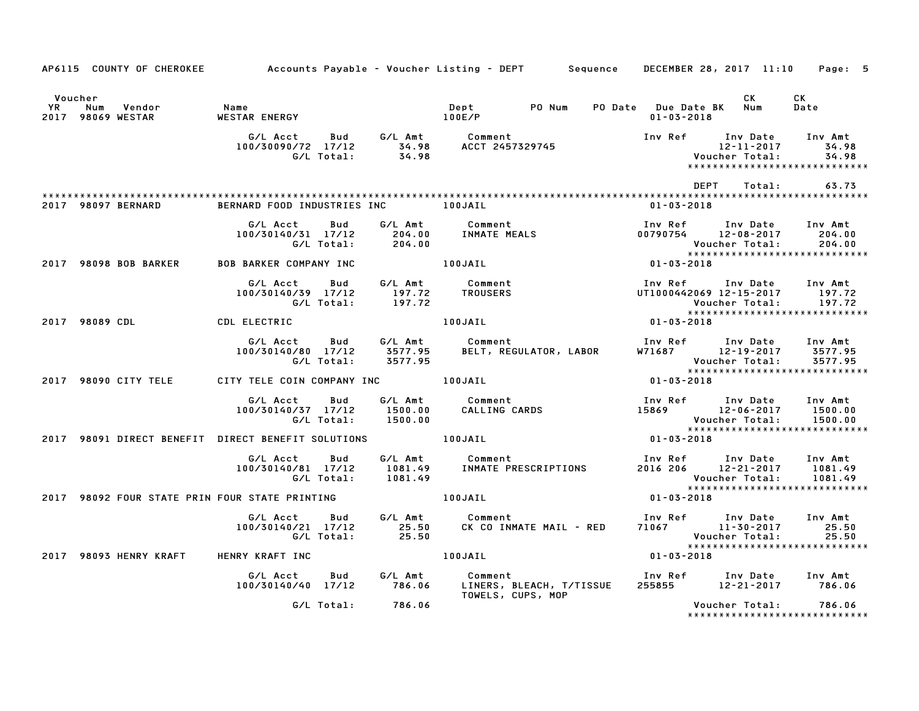AP6115 COUNTY OF CHEROKEE    Accounts Payable - Voucher Listing - DEPT    Sequence    DECEMBER 28, 2017 11:10

| Voucher YR | Num | Vendor | Name | Dept | PO Num | PO Date | Due Date BK | CK Num | CK Date |
|---|---|---|---|---|---|---|---|---|---|
| 2017 | 98069 | WESTAR | WESTAR ENERGY | 100E/P | | | 01-03-2018 | | |

| G/L Acct | Bud | G/L Amt | Comment | Inv Ref | Inv Date | Inv Amt |
|---|---|---|---|---|---|---|
| 100/30090/72 | 17/12 | 34.98 | ACCT 2457329745 | | 12-11-2017 | 34.98 |
| | G/L Total: | 34.98 | | | Voucher Total: | 34.98 |

******************************

DEPT Total: 63.73

******************************

| Voucher YR | Num | Vendor | Name | Dept | Due Date |
|---|---|---|---|---|---|
| 2017 | 98097 | BERNARD | BERNARD FOOD INDUSTRIES INC | 100JAIL | 01-03-2018 |

| G/L Acct | Bud | G/L Amt | Comment | Inv Ref | Inv Date | Inv Amt |
|---|---|---|---|---|---|---|
| 100/30140/31 | 17/12 | 204.00 | INMATE MEALS | 00790754 | 12-08-2017 | 204.00 |
| | G/L Total: | 204.00 | | | Voucher Total: | 204.00 |

******************************

| Voucher YR | Num | Vendor | Name | Dept | Due Date |
|---|---|---|---|---|---|
| 2017 | 98098 | BOB BARKER | BOB BARKER COMPANY INC | 100JAIL | 01-03-2018 |

| G/L Acct | Bud | G/L Amt | Comment | Inv Ref | Inv Date | Inv Amt |
|---|---|---|---|---|---|---|
| 100/30140/39 | 17/12 | 197.72 | TROUSERS | UT1000442069 | 12-15-2017 | 197.72 |
| | G/L Total: | 197.72 | | | Voucher Total: | 197.72 |

******************************

| Voucher YR | Num | Vendor | Name | Dept | Due Date |
|---|---|---|---|---|---|
| 2017 | 98089 | CDL | CDL ELECTRIC | 100JAIL | 01-03-2018 |

| G/L Acct | Bud | G/L Amt | Comment | Inv Ref | Inv Date | Inv Amt |
|---|---|---|---|---|---|---|
| 100/30140/80 | 17/12 | 3577.95 | BELT, REGULATOR, LABOR | W71687 | 12-19-2017 | 3577.95 |
| | G/L Total: | 3577.95 | | | Voucher Total: | 3577.95 |

******************************

| Voucher YR | Num | Vendor | Name | Dept | Due Date |
|---|---|---|---|---|---|
| 2017 | 98090 | CITY TELE | CITY TELE COIN COMPANY INC | 100JAIL | 01-03-2018 |

| G/L Acct | Bud | G/L Amt | Comment | Inv Ref | Inv Date | Inv Amt |
|---|---|---|---|---|---|---|
| 100/30140/37 | 17/12 | 1500.00 | CALLING CARDS | 15869 | 12-06-2017 | 1500.00 |
| | G/L Total: | 1500.00 | | | Voucher Total: | 1500.00 |

******************************

| Voucher YR | Num | Vendor | Name | Dept | Due Date |
|---|---|---|---|---|---|
| 2017 | 98091 | DIRECT BENEFIT | DIRECT BENEFIT SOLUTIONS | 100JAIL | 01-03-2018 |

| G/L Acct | Bud | G/L Amt | Comment | Inv Ref | Inv Date | Inv Amt |
|---|---|---|---|---|---|---|
| 100/30140/81 | 17/12 | 1081.49 | INMATE PRESCRIPTIONS | 2016 206 | 12-21-2017 | 1081.49 |
| | G/L Total: | 1081.49 | | | Voucher Total: | 1081.49 |

******************************

| Voucher YR | Num | Vendor | Name | Dept | Due Date |
|---|---|---|---|---|---|
| 2017 | 98092 | FOUR STATE PRIN | FOUR STATE PRINTING | 100JAIL | 01-03-2018 |

| G/L Acct | Bud | G/L Amt | Comment | Inv Ref | Inv Date | Inv Amt |
|---|---|---|---|---|---|---|
| 100/30140/21 | 17/12 | 25.50 | CK CO INMATE MAIL - RED | 71067 | 11-30-2017 | 25.50 |
| | G/L Total: | 25.50 | | | Voucher Total: | 25.50 |

******************************

| Voucher YR | Num | Vendor | Name | Dept | Due Date |
|---|---|---|---|---|---|
| 2017 | 98093 | HENRY KRAFT | HENRY KRAFT INC | 100JAIL | 01-03-2018 |

| G/L Acct | Bud | G/L Amt | Comment | Inv Ref | Inv Date | Inv Amt |
|---|---|---|---|---|---|---|
| 100/30140/40 | 17/12 | 786.06 | LINERS, BLEACH, T/TISSUE TOWELS, CUPS, MOP | 255855 | 12-21-2017 | 786.06 |
| | G/L Total: | 786.06 | | | Voucher Total: | 786.06 |

******************************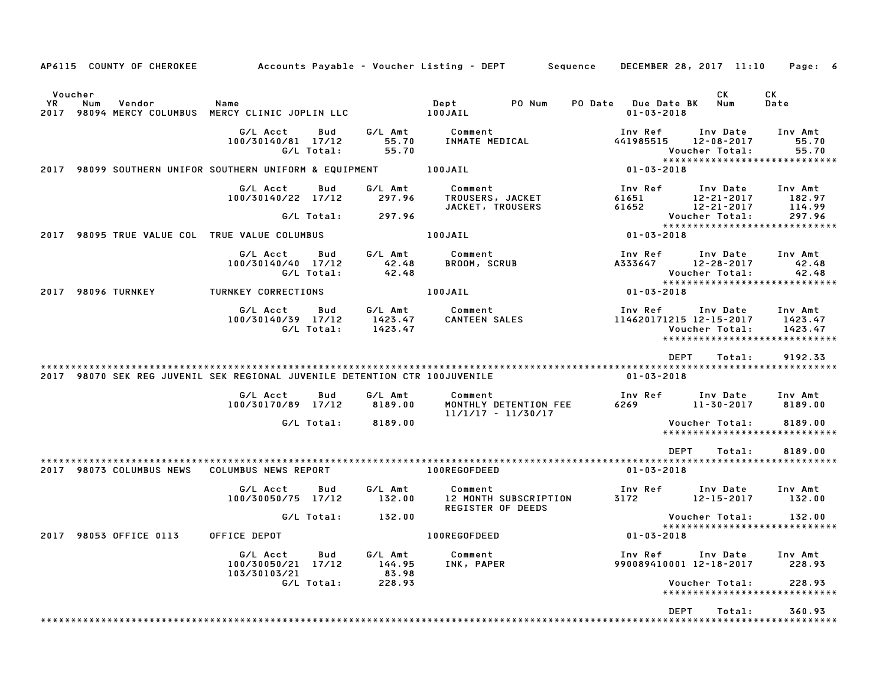AP6115 COUNTY OF CHEROKEE Accounts Payable - Voucher Listing - DEPT Sequence DECEMBER 28, 2017 11:10

| Voucher YR | Num | Vendor | Name | Dept | PO Num | PO Date | Due Date BK | CK Num | CK Date |
|---|---|---|---|---|---|---|---|---|---|
| 2017 | 98094 | MERCY COLUMBUS | MERCY CLINIC JOPLIN LLC | 100JAIL | | | 01-03-2018 | | |

| G/L Acct | Bud | G/L Amt | Comment | Inv Ref | Inv Date | Inv Amt |
|---|---|---|---|---|---|---|
| 100/30140/81 | 17/12 | 55.70 | INMATE MEDICAL | 441985515 | 12-08-2017 | 55.70 |
| | G/L Total: | 55.70 | | | Voucher Total: | 55.70 |

*****************************

| Voucher YR | Num | Vendor | Name | Dept | Due Date |
|---|---|---|---|---|---|
| 2017 | 98099 | SOUTHERN UNIFOR | SOUTHERN UNIFORM & EQUIPMENT | 100JAIL | 01-03-2018 |

| G/L Acct | Bud | G/L Amt | Comment | Inv Ref | Inv Date | Inv Amt |
|---|---|---|---|---|---|---|
| 100/30140/22 | 17/12 | 297.96 | TROUSERS, JACKET | 61651 | 12-21-2017 | 182.97 |
| | | | JACKET, TROUSERS | 61652 | 12-21-2017 | 114.99 |
| | G/L Total: | 297.96 | | | Voucher Total: | 297.96 |

*****************************

| Voucher YR | Num | Vendor | Name | Dept | Due Date |
|---|---|---|---|---|---|
| 2017 | 98095 | TRUE VALUE COL | TRUE VALUE COLUMBUS | 100JAIL | 01-03-2018 |

| G/L Acct | Bud | G/L Amt | Comment | Inv Ref | Inv Date | Inv Amt |
|---|---|---|---|---|---|---|
| 100/30140/40 | 17/12 | 42.48 | BROOM, SCRUB | A333647 | 12-28-2017 | 42.48 |
| | G/L Total: | 42.48 | | | Voucher Total: | 42.48 |

*****************************

| Voucher YR | Num | Vendor | Name | Dept | Due Date |
|---|---|---|---|---|---|
| 2017 | 98096 | TURNKEY | TURNKEY CORRECTIONS | 100JAIL | 01-03-2018 |

| G/L Acct | Bud | G/L Amt | Comment | Inv Ref | Inv Date | Inv Amt |
|---|---|---|---|---|---|---|
| 100/30140/39 | 17/12 | 1423.47 | CANTEEN SALES | 114620171215 | 12-15-2017 | 1423.47 |
| | G/L Total: | 1423.47 | | | Voucher Total: | 1423.47 |

*****************************

DEPT Total: 9192.33

*****************************

| Voucher YR | Num | Vendor | Name | Dept | Due Date |
|---|---|---|---|---|---|
| 2017 | 98070 | SEK REG JUVENIL | SEK REGIONAL JUVENILE DETENTION CTR | 100JUVENILE | 01-03-2018 |

| G/L Acct | Bud | G/L Amt | Comment | Inv Ref | Inv Date | Inv Amt |
|---|---|---|---|---|---|---|
| 100/30170/89 | 17/12 | 8189.00 | MONTHLY DETENTION FEE 11/1/17 - 11/30/17 | 6269 | 11-30-2017 | 8189.00 |
| | G/L Total: | 8189.00 | | | Voucher Total: | 8189.00 |

*****************************

DEPT Total: 8189.00

*****************************

| Voucher YR | Num | Vendor | Name | Dept | Due Date |
|---|---|---|---|---|---|
| 2017 | 98073 | COLUMBUS NEWS | COLUMBUS NEWS REPORT | 100REGOFDEED | 01-03-2018 |

| G/L Acct | Bud | G/L Amt | Comment | Inv Ref | Inv Date | Inv Amt |
|---|---|---|---|---|---|---|
| 100/30050/75 | 17/12 | 132.00 | 12 MONTH SUBSCRIPTION REGISTER OF DEEDS | 3172 | 12-15-2017 | 132.00 |
| | G/L Total: | 132.00 | | | Voucher Total: | 132.00 |

*****************************

| Voucher YR | Num | Vendor | Name | Dept | Due Date |
|---|---|---|---|---|---|
| 2017 | 98053 | OFFICE 0113 | OFFICE DEPOT | 100REGOFDEED | 01-03-2018 |

| G/L Acct | Bud | G/L Amt | Comment | Inv Ref | Inv Date | Inv Amt |
|---|---|---|---|---|---|---|
| 100/30050/21 | 17/12 | 144.95 | INK, PAPER | 990089410001 | 12-18-2017 | 228.93 |
| 103/30103/21 | | 83.98 | | | | |
| | G/L Total: | 228.93 | | | Voucher Total: | 228.93 |

*****************************

DEPT Total: 360.93

*****************************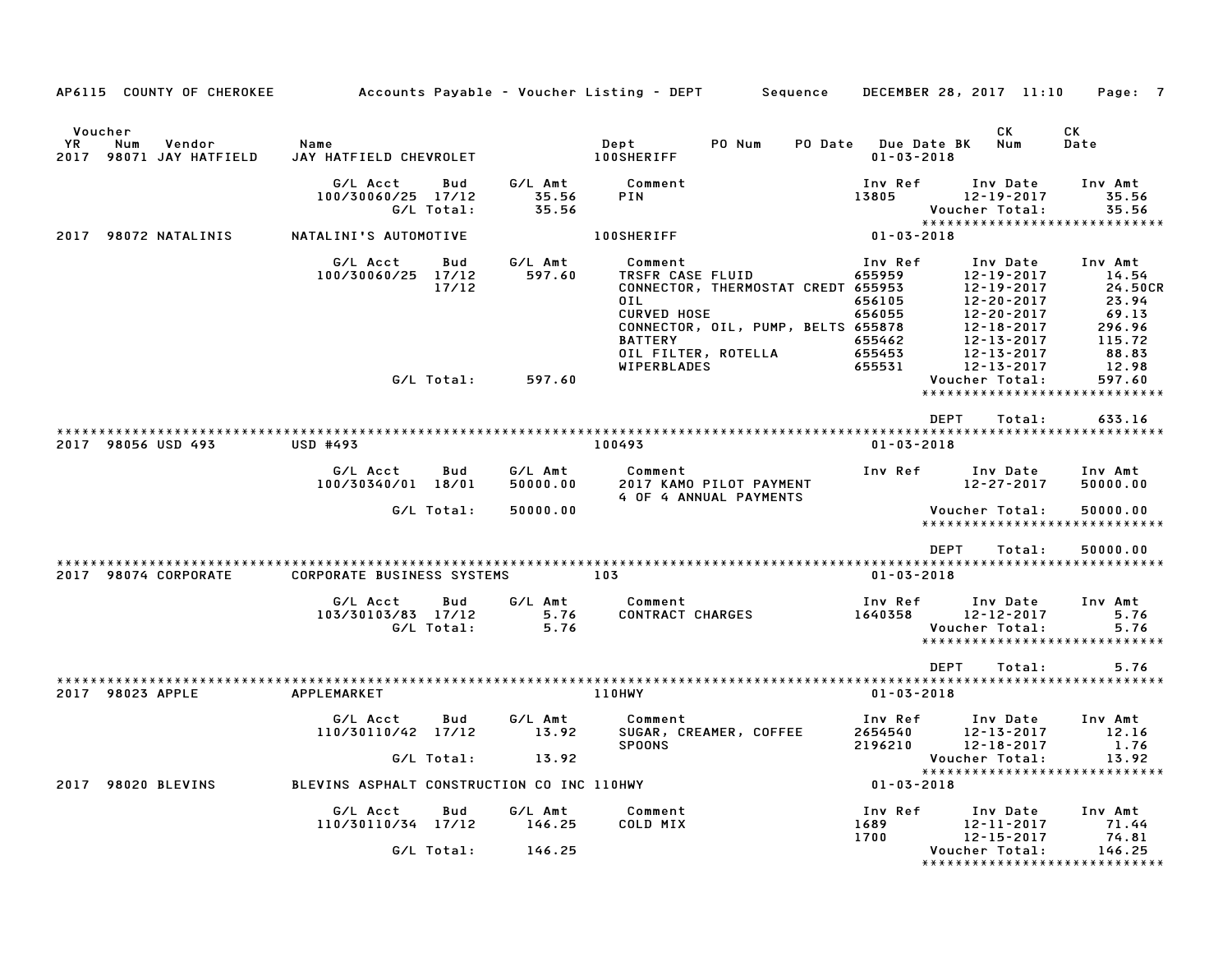AP6115 COUNTY OF CHEROKEE — Accounts Payable - Voucher Listing - DEPT — Sequence — DECEMBER 28, 2017 11:10

| Voucher YR | Num | Vendor | Name | Dept | PO Num | PO Date | Due Date BK | CK Num | CK Date |
|---|---|---|---|---|---|---|---|---|---|
| 2017 | 98071 | JAY HATFIELD | JAY HATFIELD CHEVROLET | 100SHERIFF | | | 01-03-2018 | | |

| G/L Acct | Bud | G/L Amt | Comment | Inv Ref | Inv Date | Inv Amt |
|---|---|---|---|---|---|---|
| 100/30060/25 | 17/12 | 35.56 | PIN | 13805 | 12-19-2017 | 35.56 |
| | G/L Total: | 35.56 | | | Voucher Total: | 35.56 |

****************************

| Voucher YR | Num | Vendor | Name | Dept | Due Date BK |
|---|---|---|---|---|---|
| 2017 | 98072 | NATALINIS | NATALINI'S AUTOMOTIVE | 100SHERIFF | 01-03-2018 |

| G/L Acct | Bud | G/L Amt | Comment | Inv Ref | Inv Date | Inv Amt |
|---|---|---|---|---|---|---|
| 100/30060/25 | 17/12 | 597.60 | TRSFR CASE FLUID | 655959 | 12-19-2017 | 14.54 |
| | 17/12 | | CONNECTOR, THERMOSTAT CREDT | 655953 | 12-19-2017 | 24.50CR |
| | | | OIL | 656105 | 12-20-2017 | 23.94 |
| | | | CURVED HOSE | 656055 | 12-20-2017 | 69.13 |
| | | | CONNECTOR, OIL, PUMP, BELTS | 655878 | 12-18-2017 | 296.96 |
| | | | BATTERY | 655462 | 12-13-2017 | 115.72 |
| | | | OIL FILTER, ROTELLA | 655453 | 12-13-2017 | 88.83 |
| | | | WIPERBLADES | 655531 | 12-13-2017 | 12.98 |
| | G/L Total: | 597.60 | | | Voucher Total: | 597.60 |

****************************

DEPT Total: 633.16

****************************

| Voucher YR | Num | Vendor | Name | Dept | Due Date BK |
|---|---|---|---|---|---|
| 2017 | 98056 | USD 493 | USD #493 | 100493 | 01-03-2018 |

| G/L Acct | Bud | G/L Amt | Comment | Inv Ref | Inv Date | Inv Amt |
|---|---|---|---|---|---|---|
| 100/30340/01 | 18/01 | 50000.00 | 2017 KAMO PILOT PAYMENT<br>4 OF 4 ANNUAL PAYMENTS | | 12-27-2017 | 50000.00 |
| | G/L Total: | 50000.00 | | | Voucher Total: | 50000.00 |

****************************

DEPT Total: 50000.00

****************************

| Voucher YR | Num | Vendor | Name | Dept | Due Date BK |
|---|---|---|---|---|---|
| 2017 | 98074 | CORPORATE | CORPORATE BUSINESS SYSTEMS | 103 | 01-03-2018 |

| G/L Acct | Bud | G/L Amt | Comment | Inv Ref | Inv Date | Inv Amt |
|---|---|---|---|---|---|---|
| 103/30103/83 | 17/12 | 5.76 | CONTRACT CHARGES | 1640358 | 12-12-2017 | 5.76 |
| | G/L Total: | 5.76 | | | Voucher Total: | 5.76 |

****************************

DEPT Total: 5.76

****************************

| Voucher YR | Num | Vendor | Name | Dept | Due Date BK |
|---|---|---|---|---|---|
| 2017 | 98023 | APPLE | APPLEMARKET | 110HWY | 01-03-2018 |

| G/L Acct | Bud | G/L Amt | Comment | Inv Ref | Inv Date | Inv Amt |
|---|---|---|---|---|---|---|
| 110/30110/42 | 17/12 | 13.92 | SUGAR, CREAMER, COFFEE | 2654540 | 12-13-2017 | 12.16 |
| | | | SPOONS | 2196210 | 12-18-2017 | 1.76 |
| | G/L Total: | 13.92 | | | Voucher Total: | 13.92 |

****************************

| Voucher YR | Num | Vendor | Name | Dept | Due Date BK |
|---|---|---|---|---|---|
| 2017 | 98020 | BLEVINS | BLEVINS ASPHALT CONSTRUCTION CO INC | 110HWY | 01-03-2018 |

| G/L Acct | Bud | G/L Amt | Comment | Inv Ref | Inv Date | Inv Amt |
|---|---|---|---|---|---|---|
| 110/30110/34 | 17/12 | 146.25 | COLD MIX | 1689 | 12-11-2017 | 71.44 |
| | | | | 1700 | 12-15-2017 | 74.81 |
| | G/L Total: | 146.25 | | | Voucher Total: | 146.25 |

****************************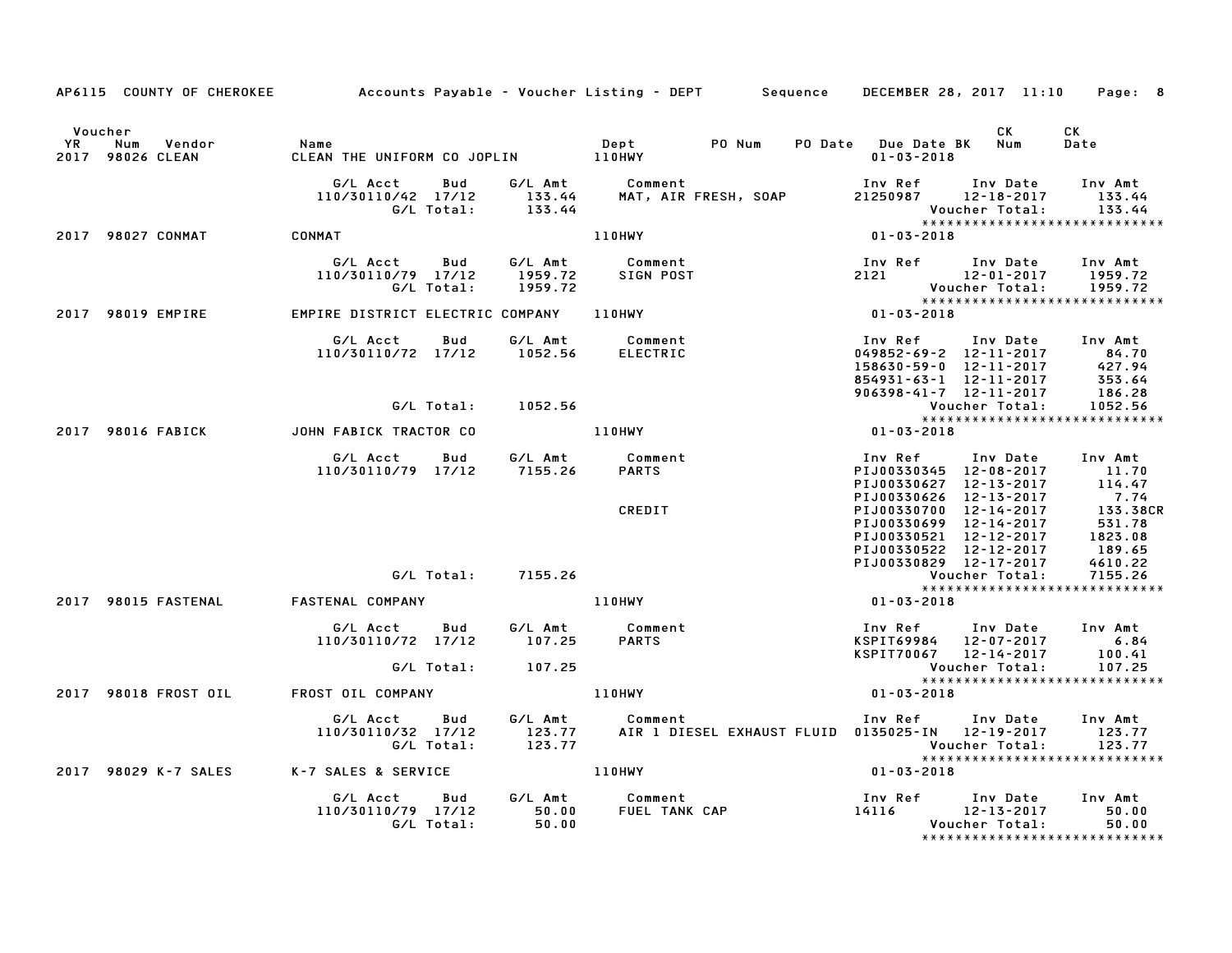AP6115 COUNTY OF CHEROKEE Accounts Payable - Voucher Listing - DEPT Sequence DECEMBER 28, 2017 11:10

| Voucher YR | Num | Vendor | Name | Dept | PO Num | PO Date | Due Date BK | CK Num | CK Date |
|---|---|---|---|---|---|---|---|---|---|
| 2017 | 98026 | CLEAN | CLEAN THE UNIFORM CO JOPLIN | 110HWY | | | 01-03-2018 | | |

| G/L Acct | Bud | G/L Amt | Comment | Inv Ref | Inv Date | Inv Amt |
|---|---|---|---|---|---|---|
| 110/30110/42 | 17/12 | 133.44 | MAT, AIR FRESH, SOAP | 21250987 | 12-18-2017 | 133.44 |
| | G/L Total: | 133.44 | | | Voucher Total: | 133.44 |

| Voucher YR | Num | Vendor | Name | Dept | Due Date |
|---|---|---|---|---|---|
| 2017 | 98027 | CONMAT | CONMAT | 110HWY | 01-03-2018 |

| G/L Acct | Bud | G/L Amt | Comment | Inv Ref | Inv Date | Inv Amt |
|---|---|---|---|---|---|---|
| 110/30110/79 | 17/12 | 1959.72 | SIGN POST | 2121 | 12-01-2017 | 1959.72 |
| | G/L Total: | 1959.72 | | | Voucher Total: | 1959.72 |

| Voucher YR | Num | Vendor | Name | Dept | Due Date |
|---|---|---|---|---|---|
| 2017 | 98019 | EMPIRE | EMPIRE DISTRICT ELECTRIC COMPANY | 110HWY | 01-03-2018 |

| G/L Acct | Bud | G/L Amt | Comment | Inv Ref | Inv Date | Inv Amt |
|---|---|---|---|---|---|---|
| 110/30110/72 | 17/12 | 1052.56 | ELECTRIC | 049852-69-2 | 12-11-2017 | 84.70 |
| | | | | 158630-59-0 | 12-11-2017 | 427.94 |
| | | | | 854931-63-1 | 12-11-2017 | 353.64 |
| | | | | 906398-41-7 | 12-11-2017 | 186.28 |
| | G/L Total: | 1052.56 | | | Voucher Total: | 1052.56 |

| Voucher YR | Num | Vendor | Name | Dept | Due Date |
|---|---|---|---|---|---|
| 2017 | 98016 | FABICK | JOHN FABICK TRACTOR CO | 110HWY | 01-03-2018 |

| G/L Acct | Bud | G/L Amt | Comment | Inv Ref | Inv Date | Inv Amt |
|---|---|---|---|---|---|---|
| 110/30110/79 | 17/12 | 7155.26 | PARTS | PIJ00330345 | 12-08-2017 | 11.70 |
| | | | | PIJ00330627 | 12-13-2017 | 114.47 |
| | | | | PIJ00330626 | 12-13-2017 | 7.74 |
| | | | CREDIT | PIJ00330700 | 12-14-2017 | 133.38CR |
| | | | | PIJ00330699 | 12-14-2017 | 531.78 |
| | | | | PIJ00330521 | 12-12-2017 | 1823.08 |
| | | | | PIJ00330522 | 12-12-2017 | 189.65 |
| | | | | PIJ00330829 | 12-17-2017 | 4610.22 |
| | G/L Total: | 7155.26 | | | Voucher Total: | 7155.26 |

| Voucher YR | Num | Vendor | Name | Dept | Due Date |
|---|---|---|---|---|---|
| 2017 | 98015 | FASTENAL | FASTENAL COMPANY | 110HWY | 01-03-2018 |

| G/L Acct | Bud | G/L Amt | Comment | Inv Ref | Inv Date | Inv Amt |
|---|---|---|---|---|---|---|
| 110/30110/72 | 17/12 | 107.25 | PARTS | KSPIT69984 | 12-07-2017 | 6.84 |
| | | | | KSPIT70067 | 12-14-2017 | 100.41 |
| | G/L Total: | 107.25 | | | Voucher Total: | 107.25 |

| Voucher YR | Num | Vendor | Name | Dept | Due Date |
|---|---|---|---|---|---|
| 2017 | 98018 | FROST OIL | FROST OIL COMPANY | 110HWY | 01-03-2018 |

| G/L Acct | Bud | G/L Amt | Comment | Inv Ref | Inv Date | Inv Amt |
|---|---|---|---|---|---|---|
| 110/30110/32 | 17/12 | 123.77 | AIR 1 DIESEL EXHAUST FLUID | 0135025-IN | 12-19-2017 | 123.77 |
| | G/L Total: | 123.77 | | | Voucher Total: | 123.77 |

| Voucher YR | Num | Vendor | Name | Dept | Due Date |
|---|---|---|---|---|---|
| 2017 | 98029 | K-7 SALES | K-7 SALES & SERVICE | 110HWY | 01-03-2018 |

| G/L Acct | Bud | G/L Amt | Comment | Inv Ref | Inv Date | Inv Amt |
|---|---|---|---|---|---|---|
| 110/30110/79 | 17/12 | 50.00 | FUEL TANK CAP | 14116 | 12-13-2017 | 50.00 |
| | G/L Total: | 50.00 | | | Voucher Total: | 50.00 |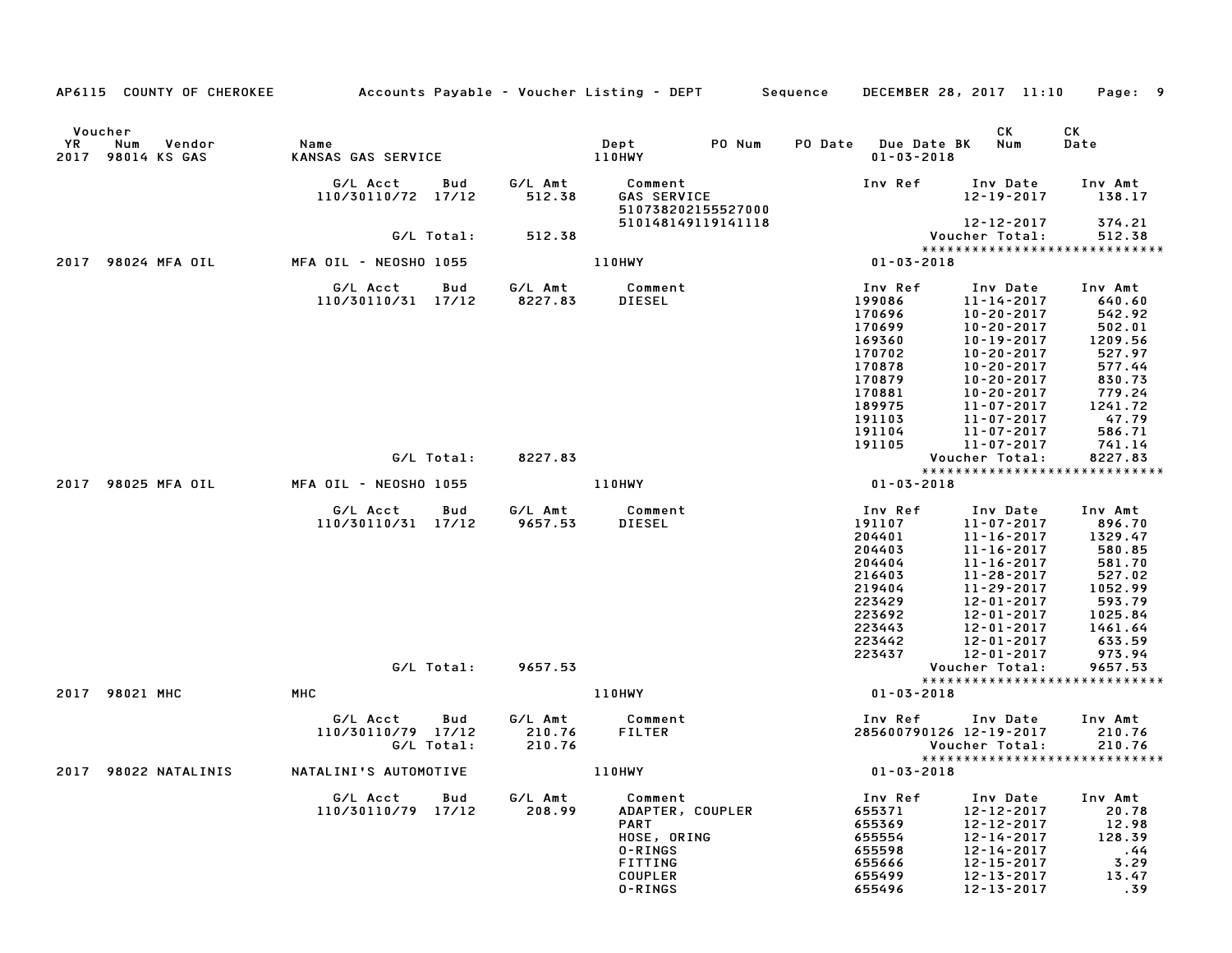AP6115 COUNTY OF CHEROKEE — Accounts Payable - Voucher Listing - DEPT — Sequence — DECEMBER 28, 2017 11:10

| Voucher YR | Num | Vendor | Name | Dept | PO Num | PO Date | Due Date BK | CK Num | CK Date |
|---|---|---|---|---|---|---|---|---|---|
| 2017 | 98014 | KS GAS | KANSAS GAS SERVICE | 110HWY | | | 01-03-2018 | | |

| G/L Acct | Bud | G/L Amt | Comment | Inv Ref | Inv Date | Inv Amt |
|---|---|---|---|---|---|---|
| 110/30110/72 | 17/12 | 512.38 | GAS SERVICE | | 12-19-2017 | 138.17 |
| | | | 510738202155527000 | | | |
| | | | 510148149119141118 | | 12-12-2017 | 374.21 |
| G/L Total: | | 512.38 | | | Voucher Total: | 512.38 |

*****************************

| Voucher YR | Num | Vendor | Name | Dept | Due Date |
|---|---|---|---|---|---|
| 2017 | 98024 | MFA OIL | MFA OIL - NEOSHO 1055 | 110HWY | 01-03-2018 |

| G/L Acct | Bud | G/L Amt | Comment | Inv Ref | Inv Date | Inv Amt |
|---|---|---|---|---|---|---|
| 110/30110/31 | 17/12 | 8227.83 | DIESEL | 199086 | 11-14-2017 | 640.60 |
| | | | | 170696 | 10-20-2017 | 542.92 |
| | | | | 170699 | 10-20-2017 | 502.01 |
| | | | | 169360 | 10-19-2017 | 1209.56 |
| | | | | 170702 | 10-20-2017 | 527.97 |
| | | | | 170878 | 10-20-2017 | 577.44 |
| | | | | 170879 | 10-20-2017 | 830.73 |
| | | | | 170881 | 10-20-2017 | 779.24 |
| | | | | 189975 | 11-07-2017 | 1241.72 |
| | | | | 191103 | 11-07-2017 | 47.79 |
| | | | | 191104 | 11-07-2017 | 586.71 |
| | | | | 191105 | 11-07-2017 | 741.14 |
| G/L Total: | | 8227.83 | | | Voucher Total: | 8227.83 |

*****************************

| Voucher YR | Num | Vendor | Name | Dept | Due Date |
|---|---|---|---|---|---|
| 2017 | 98025 | MFA OIL | MFA OIL - NEOSHO 1055 | 110HWY | 01-03-2018 |

| G/L Acct | Bud | G/L Amt | Comment | Inv Ref | Inv Date | Inv Amt |
|---|---|---|---|---|---|---|
| 110/30110/31 | 17/12 | 9657.53 | DIESEL | 191107 | 11-07-2017 | 896.70 |
| | | | | 204401 | 11-16-2017 | 1329.47 |
| | | | | 204403 | 11-16-2017 | 580.85 |
| | | | | 204404 | 11-16-2017 | 581.70 |
| | | | | 216403 | 11-28-2017 | 527.02 |
| | | | | 219404 | 11-29-2017 | 1052.99 |
| | | | | 223429 | 12-01-2017 | 593.79 |
| | | | | 223692 | 12-01-2017 | 1025.84 |
| | | | | 223443 | 12-01-2017 | 1461.64 |
| | | | | 223442 | 12-01-2017 | 633.59 |
| | | | | 223437 | 12-01-2017 | 973.94 |
| G/L Total: | | 9657.53 | | | Voucher Total: | 9657.53 |

*****************************

| Voucher YR | Num | Vendor | Name | Dept | Due Date |
|---|---|---|---|---|---|
| 2017 | 98021 | MHC | MHC | 110HWY | 01-03-2018 |

| G/L Acct | Bud | G/L Amt | Comment | Inv Ref | Inv Date | Inv Amt |
|---|---|---|---|---|---|---|
| 110/30110/79 | 17/12 | 210.76 | FILTER | 285600790126 | 12-19-2017 | 210.76 |
| G/L Total: | | 210.76 | | | Voucher Total: | 210.76 |

*****************************

| Voucher YR | Num | Vendor | Name | Dept | Due Date |
|---|---|---|---|---|---|
| 2017 | 98022 | NATALINIS | NATALINI'S AUTOMOTIVE | 110HWY | 01-03-2018 |

| G/L Acct | Bud | G/L Amt | Comment | Inv Ref | Inv Date | Inv Amt |
|---|---|---|---|---|---|---|
| 110/30110/79 | 17/12 | 208.99 | ADAPTER, COUPLER | 655371 | 12-12-2017 | 20.78 |
| | | | PART | 655369 | 12-12-2017 | 12.98 |
| | | | HOSE, ORING | 655554 | 12-14-2017 | 128.39 |
| | | | O-RINGS | 655598 | 12-14-2017 | .44 |
| | | | FITTING | 655666 | 12-15-2017 | 3.29 |
| | | | COUPLER | 655499 | 12-13-2017 | 13.47 |
| | | | O-RINGS | 655496 | 12-13-2017 | .39 |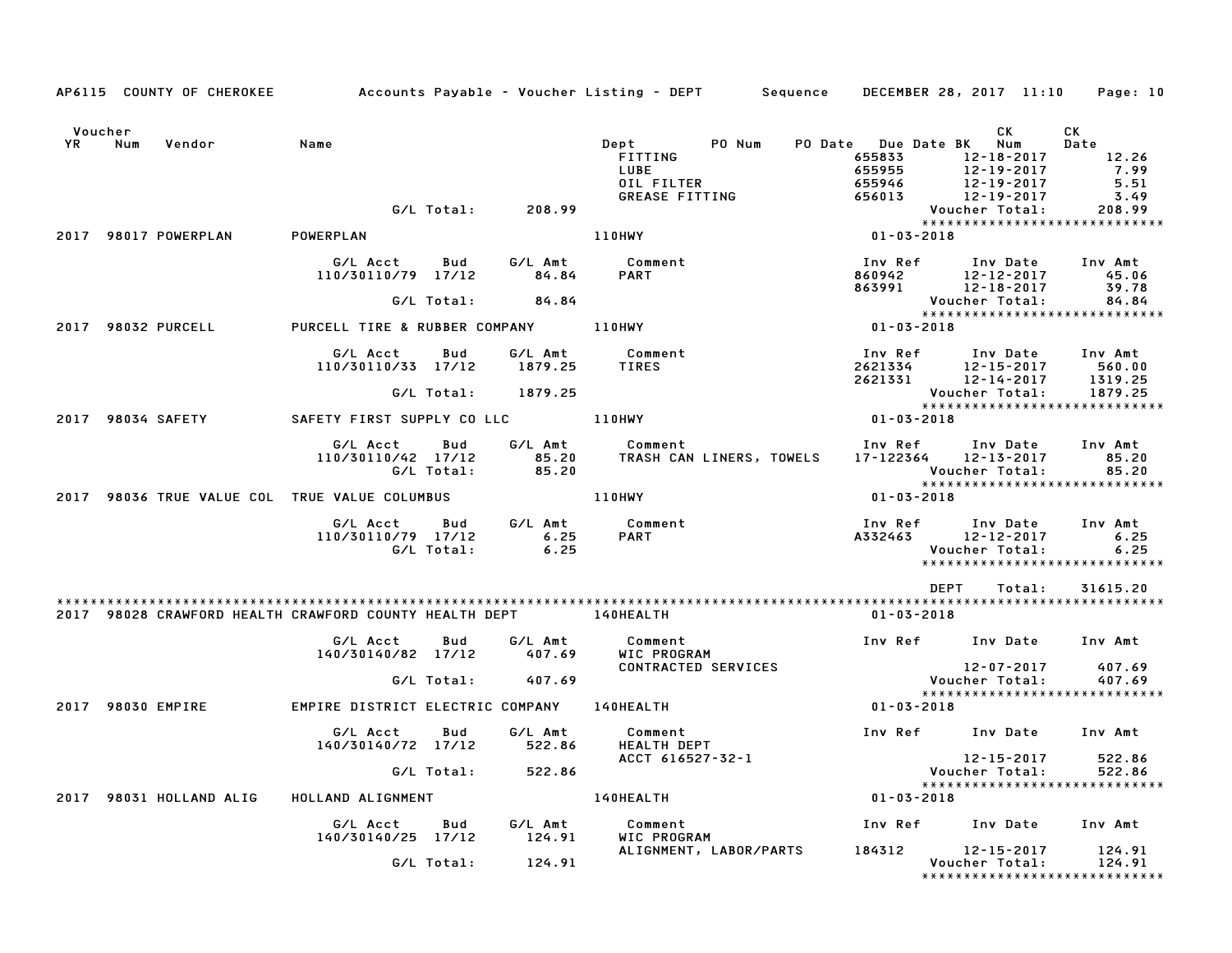AP6115 COUNTY OF CHEROKEE &nbsp;&nbsp;&nbsp; Accounts Payable - Voucher Listing - DEPT &nbsp;&nbsp;&nbsp; Sequence &nbsp;&nbsp;&nbsp; DECEMBER 28, 2017 11:10

| Voucher YR | Num | Vendor | Name | Dept | PO Num | PO Date | Due Date BK | CK Num | CK Date |
|---|---|---|---|---|---|---|---|---|---|

| | | | | Comment | Inv Ref | Inv Date | Inv Amt |
|---|---|---|---|---|---|---|---|
| | | | | FITTING | 655833 | 12-18-2017 | 12.26 |
| | | | | LUBE | 655955 | 12-19-2017 | 7.99 |
| | | | | OIL FILTER | 655946 | 12-19-2017 | 5.51 |
| | | | | GREASE FITTING | 656013 | 12-19-2017 | 3.49 |
| | G/L Total: | | 208.99 | | | Voucher Total: | 208.99 |

**2017 98017 POWERPLAN** — POWERPLAN — 110HWY — 01-03-2018

| G/L Acct | Bud | G/L Amt | Comment | Inv Ref | Inv Date | Inv Amt |
|---|---|---|---|---|---|---|
| 110/30110/79 | 17/12 | 84.84 | PART | 860942 | 12-12-2017 | 45.06 |
| | | | | 863991 | 12-18-2017 | 39.78 |
| G/L Total: | | 84.84 | | | Voucher Total: | 84.84 |

**2017 98032 PURCELL** — PURCELL TIRE & RUBBER COMPANY — 110HWY — 01-03-2018

| G/L Acct | Bud | G/L Amt | Comment | Inv Ref | Inv Date | Inv Amt |
|---|---|---|---|---|---|---|
| 110/30110/33 | 17/12 | 1879.25 | TIRES | 2621334 | 12-15-2017 | 560.00 |
| | | | | 2621331 | 12-14-2017 | 1319.25 |
| G/L Total: | | 1879.25 | | | Voucher Total: | 1879.25 |

**2017 98034 SAFETY** — SAFETY FIRST SUPPLY CO LLC — 110HWY — 01-03-2018

| G/L Acct | Bud | G/L Amt | Comment | Inv Ref | Inv Date | Inv Amt |
|---|---|---|---|---|---|---|
| 110/30110/42 | 17/12 | 85.20 | TRASH CAN LINERS, TOWELS | 17-122364 | 12-13-2017 | 85.20 |
| G/L Total: | | 85.20 | | | Voucher Total: | 85.20 |

**2017 98036 TRUE VALUE COL** — TRUE VALUE COLUMBUS — 110HWY — 01-03-2018

| G/L Acct | Bud | G/L Amt | Comment | Inv Ref | Inv Date | Inv Amt |
|---|---|---|---|---|---|---|
| 110/30110/79 | 17/12 | 6.25 | PART | A332463 | 12-12-2017 | 6.25 |
| G/L Total: | | 6.25 | | | Voucher Total: | 6.25 |

DEPT Total: 31615.20

**2017 98028 CRAWFORD HEALTH** — CRAWFORD COUNTY HEALTH DEPT — 140HEALTH — 01-03-2018

| G/L Acct | Bud | G/L Amt | Comment | Inv Ref | Inv Date | Inv Amt |
|---|---|---|---|---|---|---|
| 140/30140/82 | 17/12 | 407.69 | WIC PROGRAM | | | |
| | | | CONTRACTED SERVICES | | 12-07-2017 | 407.69 |
| G/L Total: | | 407.69 | | | Voucher Total: | 407.69 |

**2017 98030 EMPIRE** — EMPIRE DISTRICT ELECTRIC COMPANY — 140HEALTH — 01-03-2018

| G/L Acct | Bud | G/L Amt | Comment | Inv Ref | Inv Date | Inv Amt |
|---|---|---|---|---|---|---|
| 140/30140/72 | 17/12 | 522.86 | HEALTH DEPT | | | |
| | | | ACCT 616527-32-1 | | 12-15-2017 | 522.86 |
| G/L Total: | | 522.86 | | | Voucher Total: | 522.86 |

**2017 98031 HOLLAND ALIG** — HOLLAND ALIGNMENT — 140HEALTH — 01-03-2018

| G/L Acct | Bud | G/L Amt | Comment | Inv Ref | Inv Date | Inv Amt |
|---|---|---|---|---|---|---|
| 140/30140/25 | 17/12 | 124.91 | WIC PROGRAM | | | |
| | | | ALIGNMENT, LABOR/PARTS | 184312 | 12-15-2017 | 124.91 |
| G/L Total: | | 124.91 | | | Voucher Total: | 124.91 |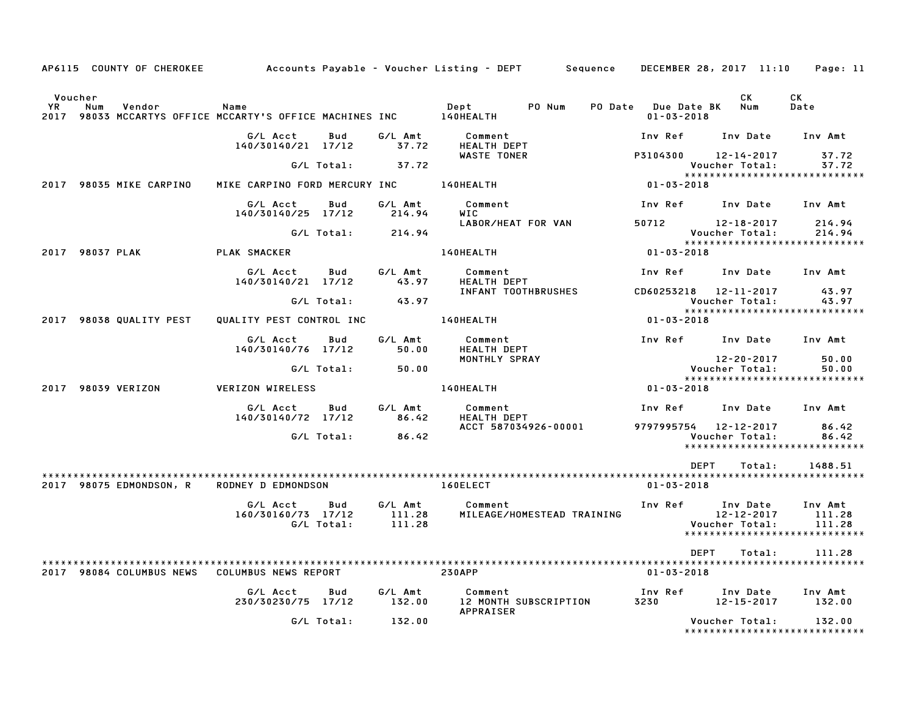AP6115 COUNTY OF CHEROKEE — Accounts Payable - Voucher Listing - DEPT — Sequence — DECEMBER 28, 2017 11:10

| Voucher YR | Num | Vendor | Name | Dept | PO Num | PO Date | Due Date | BK | CK Num | CK Date |
|---|---|---|---|---|---|---|---|---|---|---|
| 2017 | 98033 | MCCARTYS OFFICE | MCCARTY'S OFFICE MACHINES INC | 140HEALTH | | | 01-03-2018 | | | |

| G/L Acct | Bud | G/L Amt | Comment | Inv Ref | Inv Date | Inv Amt |
|---|---|---|---|---|---|---|
| 140/30140/21 | 17/12 | 37.72 | HEALTH DEPT WASTE TONER | P3104300 | 12-14-2017 | 37.72 |
| | G/L Total: | 37.72 | | | Voucher Total: | 37.72 |

****************************

| Voucher YR | Num | Vendor | Name | Dept | Due Date |
|---|---|---|---|---|---|
| 2017 | 98035 | MIKE CARPINO | MIKE CARPINO FORD MERCURY INC | 140HEALTH | 01-03-2018 |

| G/L Acct | Bud | G/L Amt | Comment | Inv Ref | Inv Date | Inv Amt |
|---|---|---|---|---|---|---|
| 140/30140/25 | 17/12 | 214.94 | WIC LABOR/HEAT FOR VAN | 50712 | 12-18-2017 | 214.94 |
| | G/L Total: | 214.94 | | | Voucher Total: | 214.94 |

****************************

| Voucher YR | Num | Vendor | Name | Dept | Due Date |
|---|---|---|---|---|---|
| 2017 | 98037 | PLAK | PLAK SMACKER | 140HEALTH | 01-03-2018 |

| G/L Acct | Bud | G/L Amt | Comment | Inv Ref | Inv Date | Inv Amt |
|---|---|---|---|---|---|---|
| 140/30140/21 | 17/12 | 43.97 | HEALTH DEPT INFANT TOOTHBRUSHES | CD60253218 | 12-11-2017 | 43.97 |
| | G/L Total: | 43.97 | | | Voucher Total: | 43.97 |

****************************

| Voucher YR | Num | Vendor | Name | Dept | Due Date |
|---|---|---|---|---|---|
| 2017 | 98038 | QUALITY PEST | QUALITY PEST CONTROL INC | 140HEALTH | 01-03-2018 |

| G/L Acct | Bud | G/L Amt | Comment | Inv Ref | Inv Date | Inv Amt |
|---|---|---|---|---|---|---|
| 140/30140/76 | 17/12 | 50.00 | HEALTH DEPT MONTHLY SPRAY | | 12-20-2017 | 50.00 |
| | G/L Total: | 50.00 | | | Voucher Total: | 50.00 |

****************************

| Voucher YR | Num | Vendor | Name | Dept | Due Date |
|---|---|---|---|---|---|
| 2017 | 98039 | VERIZON | VERIZON WIRELESS | 140HEALTH | 01-03-2018 |

| G/L Acct | Bud | G/L Amt | Comment | Inv Ref | Inv Date | Inv Amt |
|---|---|---|---|---|---|---|
| 140/30140/72 | 17/12 | 86.42 | HEALTH DEPT ACCT 587034926-00001 | 9797995754 | 12-12-2017 | 86.42 |
| | G/L Total: | 86.42 | | | Voucher Total: | 86.42 |

****************************

DEPT Total: 1488.51

****************************

| Voucher YR | Num | Vendor | Name | Dept | Due Date |
|---|---|---|---|---|---|
| 2017 | 98075 | EDMONDSON, R | RODNEY D EDMONDSON | 160ELECT | 01-03-2018 |

| G/L Acct | Bud | G/L Amt | Comment | Inv Ref | Inv Date | Inv Amt |
|---|---|---|---|---|---|---|
| 160/30160/73 | 17/12 | 111.28 | MILEAGE/HOMESTEAD TRAINING | | 12-12-2017 | 111.28 |
| | G/L Total: | 111.28 | | | Voucher Total: | 111.28 |

****************************

DEPT Total: 111.28

****************************

| Voucher YR | Num | Vendor | Name | Dept | Due Date |
|---|---|---|---|---|---|
| 2017 | 98084 | COLUMBUS NEWS | COLUMBUS NEWS REPORT | 230APP | 01-03-2018 |

| G/L Acct | Bud | G/L Amt | Comment | Inv Ref | Inv Date | Inv Amt |
|---|---|---|---|---|---|---|
| 230/30230/75 | 17/12 | 132.00 | 12 MONTH SUBSCRIPTION APPRAISER | 3230 | 12-15-2017 | 132.00 |
| | G/L Total: | 132.00 | | | Voucher Total: | 132.00 |

****************************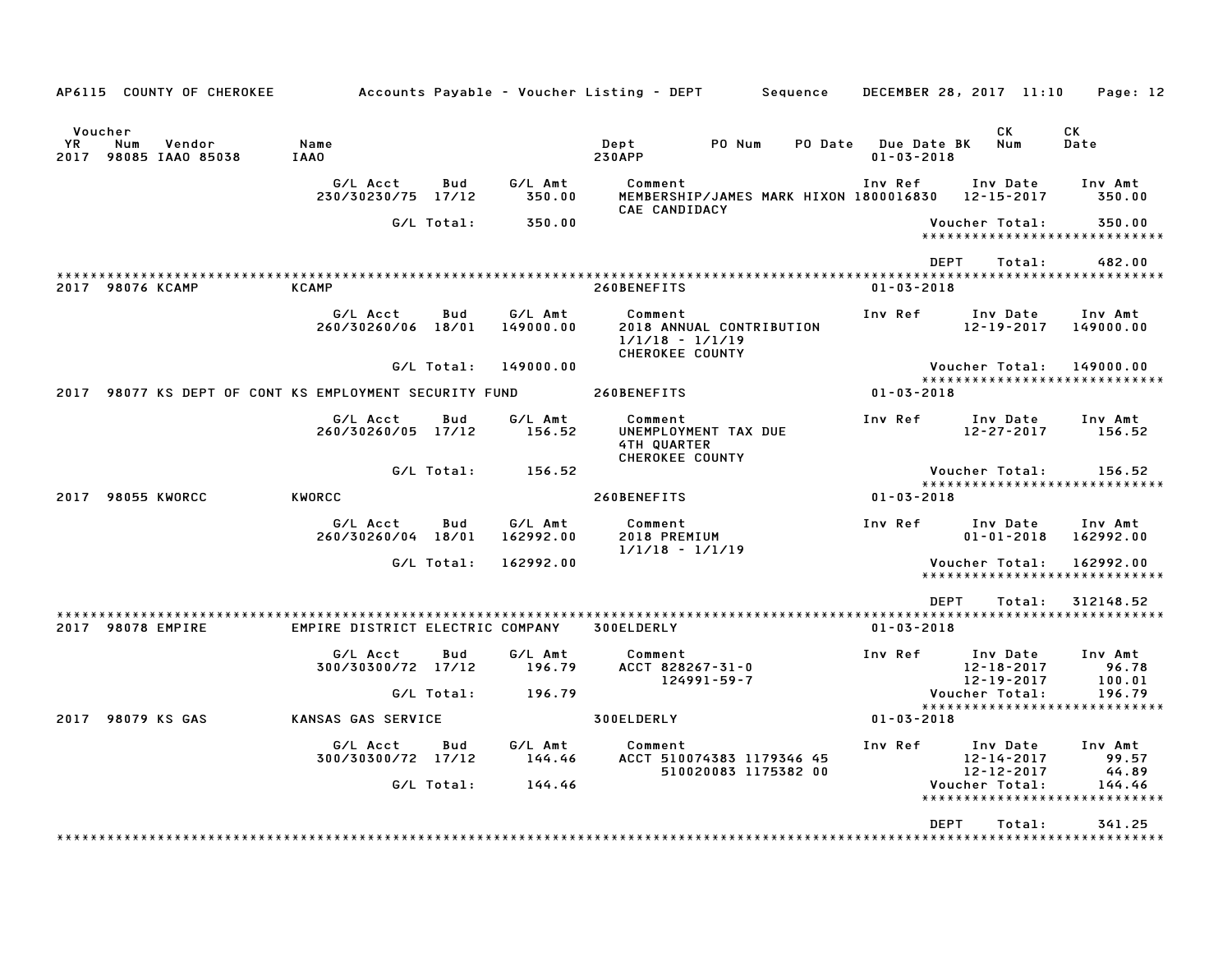AP6115 COUNTY OF CHEROKEE — Accounts Payable - Voucher Listing - DEPT — Sequence — DECEMBER 28, 2017 11:10

| Voucher YR | Num | Vendor | Name | Dept | PO Num | PO Date | Due Date BK | CK Num | CK Date |
|---|---|---|---|---|---|---|---|---|---|
| 2017 | 98085 | IAAO 85038 | IAAO | 230APP | | | 01-03-2018 | | |

| G/L Acct | Bud | G/L Amt | Comment | Inv Ref | Inv Date | Inv Amt |
|---|---|---|---|---|---|---|
| 230/30230/75 | 17/12 | 350.00 | MEMBERSHIP/JAMES MARK HIXON CAE CANDIDACY | 1800016830 | 12-15-2017 | 350.00 |
| | G/L Total: | 350.00 | | | Voucher Total: | 350.00 |

DEPT Total: 482.00

| Voucher YR | Num | Vendor | Name | Dept | Due Date |
|---|---|---|---|---|---|
| 2017 | 98076 | KCAMP | KCAMP | 260BENEFITS | 01-03-2018 |

| G/L Acct | Bud | G/L Amt | Comment | Inv Ref | Inv Date | Inv Amt |
|---|---|---|---|---|---|---|
| 260/30260/06 | 18/01 | 149000.00 | 2018 ANNUAL CONTRIBUTION 1/1/18 - 1/1/19 CHEROKEE COUNTY | | 12-19-2017 | 149000.00 |
| | G/L Total: | 149000.00 | | | Voucher Total: | 149000.00 |

| Voucher YR | Num | Vendor | Name | Dept | Due Date |
|---|---|---|---|---|---|
| 2017 | 98077 | KS DEPT OF CONT | KS EMPLOYMENT SECURITY FUND | 260BENEFITS | 01-03-2018 |

| G/L Acct | Bud | G/L Amt | Comment | Inv Ref | Inv Date | Inv Amt |
|---|---|---|---|---|---|---|
| 260/30260/05 | 17/12 | 156.52 | UNEMPLOYMENT TAX DUE 4TH QUARTER CHEROKEE COUNTY | | 12-27-2017 | 156.52 |
| | G/L Total: | 156.52 | | | Voucher Total: | 156.52 |

| Voucher YR | Num | Vendor | Name | Dept | Due Date |
|---|---|---|---|---|---|
| 2017 | 98055 | KWORCC | KWORCC | 260BENEFITS | 01-03-2018 |

| G/L Acct | Bud | G/L Amt | Comment | Inv Ref | Inv Date | Inv Amt |
|---|---|---|---|---|---|---|
| 260/30260/04 | 18/01 | 162992.00 | 2018 PREMIUM 1/1/18 - 1/1/19 | | 01-01-2018 | 162992.00 |
| | G/L Total: | 162992.00 | | | Voucher Total: | 162992.00 |

DEPT Total: 312148.52

| Voucher YR | Num | Vendor | Name | Dept | Due Date |
|---|---|---|---|---|---|
| 2017 | 98078 | EMPIRE | EMPIRE DISTRICT ELECTRIC COMPANY | 300ELDERLY | 01-03-2018 |

| G/L Acct | Bud | G/L Amt | Comment | Inv Ref | Inv Date | Inv Amt |
|---|---|---|---|---|---|---|
| 300/30300/72 | 17/12 | 196.79 | ACCT 828267-31-0 | | 12-18-2017 | 96.78 |
| | | | 124991-59-7 | | 12-19-2017 | 100.01 |
| | G/L Total: | 196.79 | | | Voucher Total: | 196.79 |

| Voucher YR | Num | Vendor | Name | Dept | Due Date |
|---|---|---|---|---|---|
| 2017 | 98079 | KS GAS | KANSAS GAS SERVICE | 300ELDERLY | 01-03-2018 |

| G/L Acct | Bud | G/L Amt | Comment | Inv Ref | Inv Date | Inv Amt |
|---|---|---|---|---|---|---|
| 300/30300/72 | 17/12 | 144.46 | ACCT 510074383 1179346 45 | | 12-14-2017 | 99.57 |
| | | | 510020083 1175382 00 | | 12-12-2017 | 44.89 |
| | G/L Total: | 144.46 | | | Voucher Total: | 144.46 |

DEPT Total: 341.25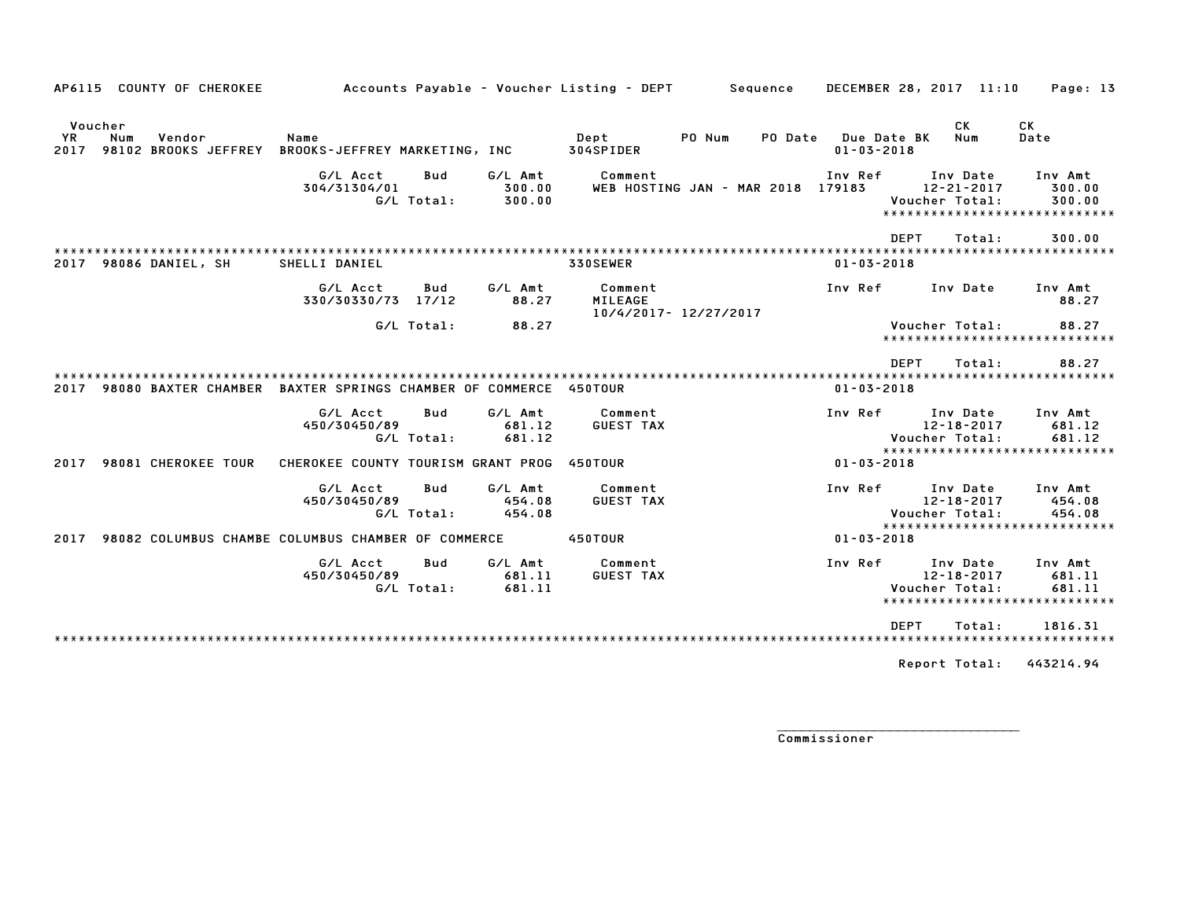AP6115 COUNTY OF CHEROKEE — Accounts Payable - Voucher Listing - DEPT — Sequence — DECEMBER 28, 2017 11:10

| Voucher YR | Num | Vendor | Name | Dept | PO Num | PO Date | Due Date BK | CK Num | CK Date |
|---|---|---|---|---|---|---|---|---|---|
| 2017 | 98102 | BROOKS JEFFREY | BROOKS-JEFFREY MARKETING, INC | 304SPIDER | | | 01-03-2018 | | |

| G/L Acct | Bud | G/L Amt | Comment | Inv Ref | Inv Date | Inv Amt |
|---|---|---|---|---|---|---|
| 304/31304/01 | | 300.00 | WEB HOSTING JAN - MAR 2018 | 179183 | 12-21-2017 | 300.00 |
| | G/L Total: | 300.00 | | | Voucher Total: | 300.00 |

****************************

DEPT Total: 300.00

****************************

| Voucher YR | Num | Vendor | Name | Dept | Due Date BK |
|---|---|---|---|---|---|
| 2017 | 98086 | DANIEL, SH | SHELLI DANIEL | 330SEWER | 01-03-2018 |

| G/L Acct | Bud | G/L Amt | Comment | Inv Ref | Inv Date | Inv Amt |
|---|---|---|---|---|---|---|
| 330/30330/73 | 17/12 | 88.27 | MILEAGE 10/4/2017- 12/27/2017 | | | 88.27 |
| | G/L Total: | 88.27 | | | Voucher Total: | 88.27 |

****************************

DEPT Total: 88.27

****************************

| Voucher YR | Num | Vendor | Name | Dept | Due Date BK |
|---|---|---|---|---|---|
| 2017 | 98080 | BAXTER CHAMBER | BAXTER SPRINGS CHAMBER OF COMMERCE | 450TOUR | 01-03-2018 |

| G/L Acct | Bud | G/L Amt | Comment | Inv Ref | Inv Date | Inv Amt |
|---|---|---|---|---|---|---|
| 450/30450/89 | | 681.12 | GUEST TAX | | 12-18-2017 | 681.12 |
| | G/L Total: | 681.12 | | | Voucher Total: | 681.12 |

****************************

| Voucher YR | Num | Vendor | Name | Dept | Due Date BK |
|---|---|---|---|---|---|
| 2017 | 98081 | CHEROKEE TOUR | CHEROKEE COUNTY TOURISM GRANT PROG | 450TOUR | 01-03-2018 |

| G/L Acct | Bud | G/L Amt | Comment | Inv Ref | Inv Date | Inv Amt |
|---|---|---|---|---|---|---|
| 450/30450/89 | | 454.08 | GUEST TAX | | 12-18-2017 | 454.08 |
| | G/L Total: | 454.08 | | | Voucher Total: | 454.08 |

****************************

| Voucher YR | Num | Vendor | Name | Dept | Due Date BK |
|---|---|---|---|---|---|
| 2017 | 98082 | COLUMBUS CHAMBE | COLUMBUS CHAMBER OF COMMERCE | 450TOUR | 01-03-2018 |

| G/L Acct | Bud | G/L Amt | Comment | Inv Ref | Inv Date | Inv Amt |
|---|---|---|---|---|---|---|
| 450/30450/89 | | 681.11 | GUEST TAX | | 12-18-2017 | 681.11 |
| | G/L Total: | 681.11 | | | Voucher Total: | 681.11 |

****************************

DEPT Total: 1816.31

****************************

Report Total: 443214.94

\_\_\_\_\_\_\_\_\_\_\_\_\_\_\_\_\_\_\_\_\_\_\_\_\_\_\_\_\_\_

Commissioner